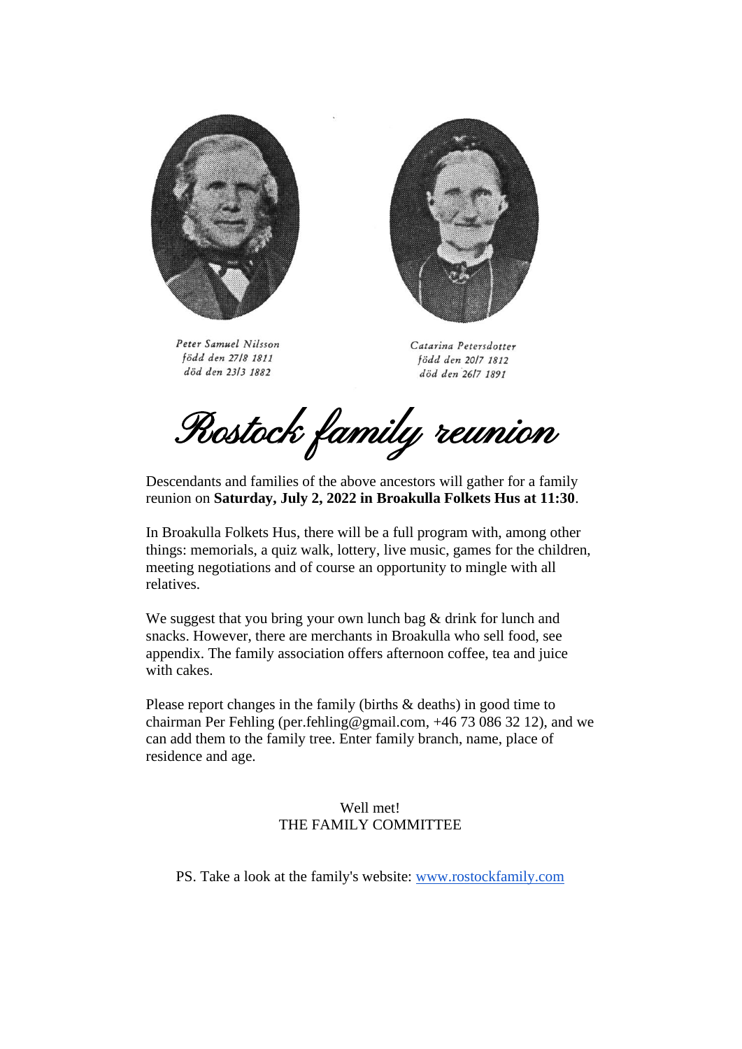Peter Samuel Nilsson
född den 27/8 1811
död den 23/3 1882

Catarina Petersdotter
född den 20/7 1812
död den 26/7 1891

# Rostock family reunion

Descendants and families of the above ancestors will gather for a family reunion on **Saturday, July 2, 2022 in Broakulla Folkets Hus at 11:30**.

In Broakulla Folkets Hus, there will be a full program with, among other things: memorials, a quiz walk, lottery, live music, games for the children, meeting negotiations and of course an opportunity to mingle with all relatives.

We suggest that you bring your own lunch bag & drink for lunch and snacks. However, there are merchants in Broakulla who sell food, see appendix. The family association offers afternoon coffee, tea and juice with cakes.

Please report changes in the family (births & deaths) in good time to chairman Per Fehling (per.fehling@gmail.com, +46 73 086 32 12), and we can add them to the family tree. Enter family branch, name, place of residence and age.

Well met!
THE FAMILY COMMITTEE

PS. Take a look at the family's website: [www.rostockfamily.com](http://www.rostockfamily.com)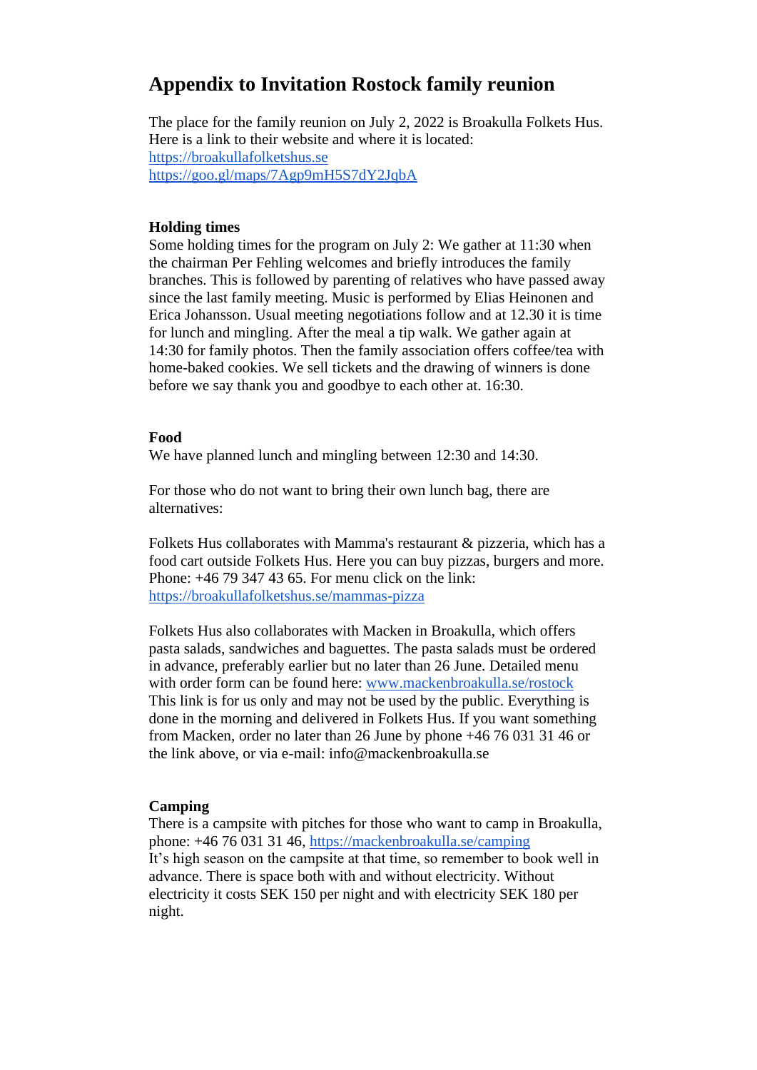# Appendix to Invitation Rostock family reunion

The place for the family reunion on July 2, 2022 is Broakulla Folkets Hus. Here is a link to their website and where it is located:
https://broakullafolketshus.se
https://goo.gl/maps/7Agp9mH5S7dY2JqbA

### Holding times

Some holding times for the program on July 2: We gather at 11:30 when the chairman Per Fehling welcomes and briefly introduces the family branches. This is followed by parenting of relatives who have passed away since the last family meeting. Music is performed by Elias Heinonen and Erica Johansson. Usual meeting negotiations follow and at 12.30 it is time for lunch and mingling. After the meal a tip walk. We gather again at 14:30 for family photos. Then the family association offers coffee/tea with home-baked cookies. We sell tickets and the drawing of winners is done before we say thank you and goodbye to each other at. 16:30.

### Food

We have planned lunch and mingling between 12:30 and 14:30.

For those who do not want to bring their own lunch bag, there are alternatives:

Folkets Hus collaborates with Mamma's restaurant & pizzeria, which has a food cart outside Folkets Hus. Here you can buy pizzas, burgers and more. Phone: +46 79 347 43 65. For menu click on the link: https://broakullafolketshus.se/mammas-pizza

Folkets Hus also collaborates with Macken in Broakulla, which offers pasta salads, sandwiches and baguettes. The pasta salads must be ordered in advance, preferably earlier but no later than 26 June. Detailed menu with order form can be found here: www.mackenbroakulla.se/rostock
This link is for us only and may not be used by the public. Everything is done in the morning and delivered in Folkets Hus. If you want something from Macken, order no later than 26 June by phone +46 76 031 31 46 or the link above, or via e-mail: info@mackenbroakulla.se

### Camping

There is a campsite with pitches for those who want to camp in Broakulla, phone: +46 76 031 31 46, https://mackenbroakulla.se/camping
It's high season on the campsite at that time, so remember to book well in advance. There is space both with and without electricity. Without electricity it costs SEK 150 per night and with electricity SEK 180 per night.